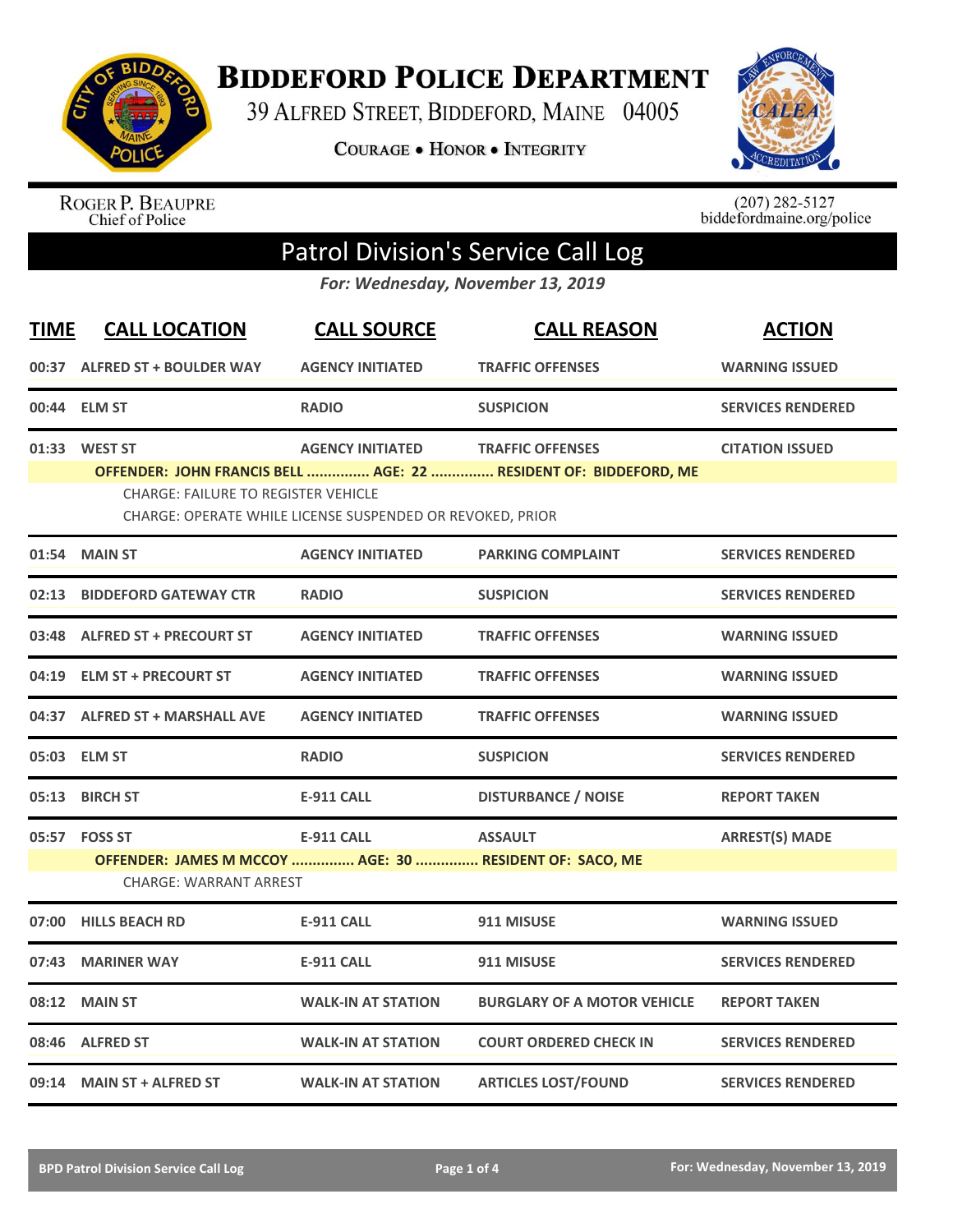# BIDDEFORD POLICE DEPARTMENT

39 ALFRED STREET, BIDDEFORD, MAINE 04005

COURAGE • HONOR • INTEGRITY

ROGER P. BEAUPRE
Chief of Police

(207) 282-5127
biddefordmaine.org/police

## Patrol Division's Service Call Log

*For: Wednesday, November 13, 2019*

| TIME | CALL LOCATION | CALL SOURCE | CALL REASON | ACTION |
|---|---|---|---|---|
| 00:37 | ALFRED ST + BOULDER WAY | AGENCY INITIATED | TRAFFIC OFFENSES | WARNING ISSUED |
| 00:44 | ELM ST | RADIO | SUSPICION | SERVICES RENDERED |
| 01:33 | WEST ST | AGENCY INITIATED | TRAFFIC OFFENSES | CITATION ISSUED |
| | OFFENDER: JOHN FRANCIS BELL ............... AGE: 22 ............... RESIDENT OF: BIDDEFORD, ME<br>CHARGE: FAILURE TO REGISTER VEHICLE<br>CHARGE: OPERATE WHILE LICENSE SUSPENDED OR REVOKED, PRIOR | | | |
| 01:54 | MAIN ST | AGENCY INITIATED | PARKING COMPLAINT | SERVICES RENDERED |
| 02:13 | BIDDEFORD GATEWAY CTR | RADIO | SUSPICION | SERVICES RENDERED |
| 03:48 | ALFRED ST + PRECOURT ST | AGENCY INITIATED | TRAFFIC OFFENSES | WARNING ISSUED |
| 04:19 | ELM ST + PRECOURT ST | AGENCY INITIATED | TRAFFIC OFFENSES | WARNING ISSUED |
| 04:37 | ALFRED ST + MARSHALL AVE | AGENCY INITIATED | TRAFFIC OFFENSES | WARNING ISSUED |
| 05:03 | ELM ST | RADIO | SUSPICION | SERVICES RENDERED |
| 05:13 | BIRCH ST | E-911 CALL | DISTURBANCE / NOISE | REPORT TAKEN |
| 05:57 | FOSS ST | E-911 CALL | ASSAULT | ARREST(S) MADE |
| | OFFENDER: JAMES M MCCOY ............... AGE: 30 ............... RESIDENT OF: SACO, ME<br>CHARGE: WARRANT ARREST | | | |
| 07:00 | HILLS BEACH RD | E-911 CALL | 911 MISUSE | WARNING ISSUED |
| 07:43 | MARINER WAY | E-911 CALL | 911 MISUSE | SERVICES RENDERED |
| 08:12 | MAIN ST | WALK-IN AT STATION | BURGLARY OF A MOTOR VEHICLE | REPORT TAKEN |
| 08:46 | ALFRED ST | WALK-IN AT STATION | COURT ORDERED CHECK IN | SERVICES RENDERED |
| 09:14 | MAIN ST + ALFRED ST | WALK-IN AT STATION | ARTICLES LOST/FOUND | SERVICES RENDERED |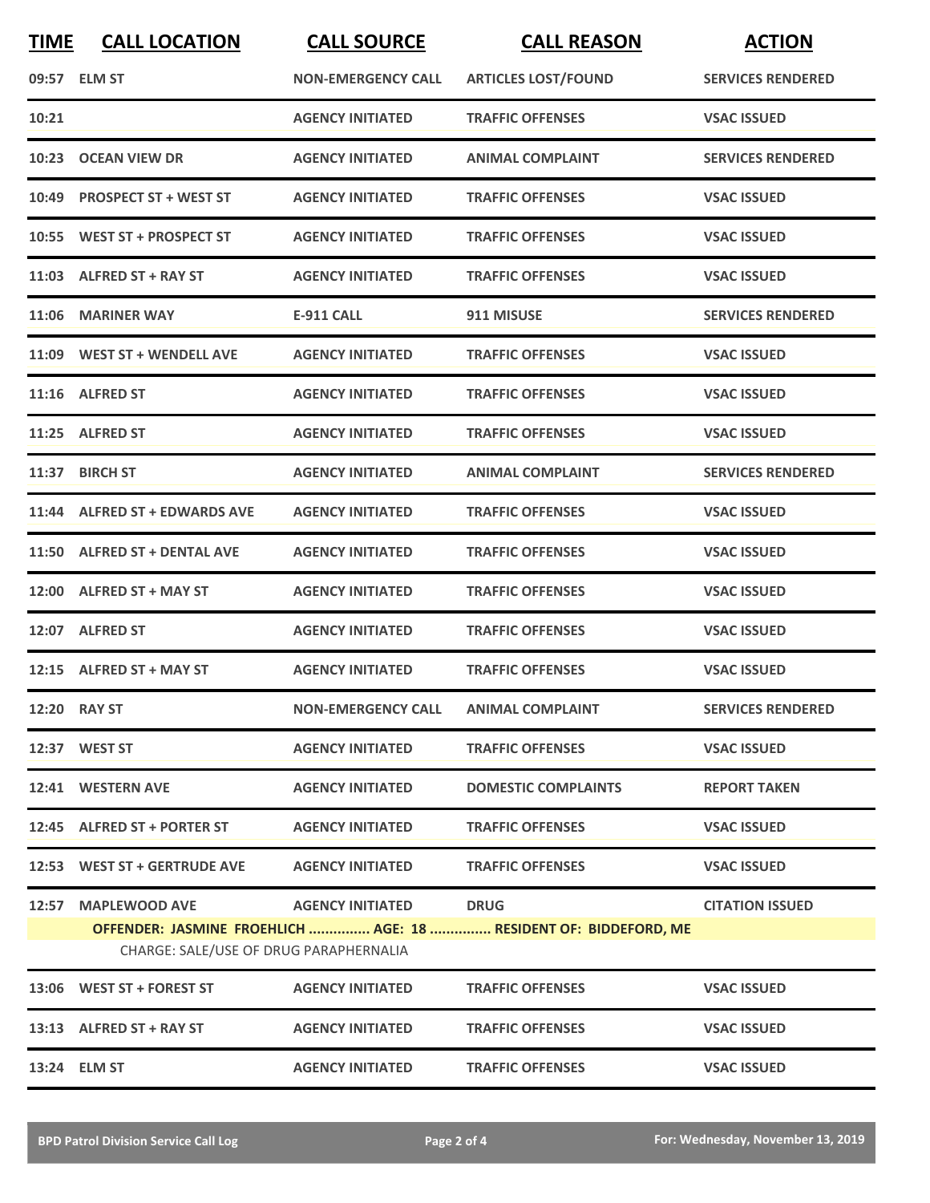| TIME | CALL LOCATION | CALL SOURCE | CALL REASON | ACTION |
|---|---|---|---|---|
| 09:57 | ELM ST | NON-EMERGENCY CALL | ARTICLES LOST/FOUND | SERVICES RENDERED |
| 10:21 | | AGENCY INITIATED | TRAFFIC OFFENSES | VSAC ISSUED |
| 10:23 | OCEAN VIEW DR | AGENCY INITIATED | ANIMAL COMPLAINT | SERVICES RENDERED |
| 10:49 | PROSPECT ST + WEST ST | AGENCY INITIATED | TRAFFIC OFFENSES | VSAC ISSUED |
| 10:55 | WEST ST + PROSPECT ST | AGENCY INITIATED | TRAFFIC OFFENSES | VSAC ISSUED |
| 11:03 | ALFRED ST + RAY ST | AGENCY INITIATED | TRAFFIC OFFENSES | VSAC ISSUED |
| 11:06 | MARINER WAY | E-911 CALL | 911 MISUSE | SERVICES RENDERED |
| 11:09 | WEST ST + WENDELL AVE | AGENCY INITIATED | TRAFFIC OFFENSES | VSAC ISSUED |
| 11:16 | ALFRED ST | AGENCY INITIATED | TRAFFIC OFFENSES | VSAC ISSUED |
| 11:25 | ALFRED ST | AGENCY INITIATED | TRAFFIC OFFENSES | VSAC ISSUED |
| 11:37 | BIRCH ST | AGENCY INITIATED | ANIMAL COMPLAINT | SERVICES RENDERED |
| 11:44 | ALFRED ST + EDWARDS AVE | AGENCY INITIATED | TRAFFIC OFFENSES | VSAC ISSUED |
| 11:50 | ALFRED ST + DENTAL AVE | AGENCY INITIATED | TRAFFIC OFFENSES | VSAC ISSUED |
| 12:00 | ALFRED ST + MAY ST | AGENCY INITIATED | TRAFFIC OFFENSES | VSAC ISSUED |
| 12:07 | ALFRED ST | AGENCY INITIATED | TRAFFIC OFFENSES | VSAC ISSUED |
| 12:15 | ALFRED ST + MAY ST | AGENCY INITIATED | TRAFFIC OFFENSES | VSAC ISSUED |
| 12:20 | RAY ST | NON-EMERGENCY CALL | ANIMAL COMPLAINT | SERVICES RENDERED |
| 12:37 | WEST ST | AGENCY INITIATED | TRAFFIC OFFENSES | VSAC ISSUED |
| 12:41 | WESTERN AVE | AGENCY INITIATED | DOMESTIC COMPLAINTS | REPORT TAKEN |
| 12:45 | ALFRED ST + PORTER ST | AGENCY INITIATED | TRAFFIC OFFENSES | VSAC ISSUED |
| 12:53 | WEST ST + GERTRUDE AVE | AGENCY INITIATED | TRAFFIC OFFENSES | VSAC ISSUED |
| 12:57 | MAPLEWOOD AVE | AGENCY INITIATED | DRUG | CITATION ISSUED |
| | **OFFENDER: JASMINE FROEHLICH ............... AGE: 18 ............... RESIDENT OF: BIDDEFORD, ME** | | | |
| | CHARGE: SALE/USE OF DRUG PARAPHERNALIA | | | |
| 13:06 | WEST ST + FOREST ST | AGENCY INITIATED | TRAFFIC OFFENSES | VSAC ISSUED |
| 13:13 | ALFRED ST + RAY ST | AGENCY INITIATED | TRAFFIC OFFENSES | VSAC ISSUED |
| 13:24 | ELM ST | AGENCY INITIATED | TRAFFIC OFFENSES | VSAC ISSUED |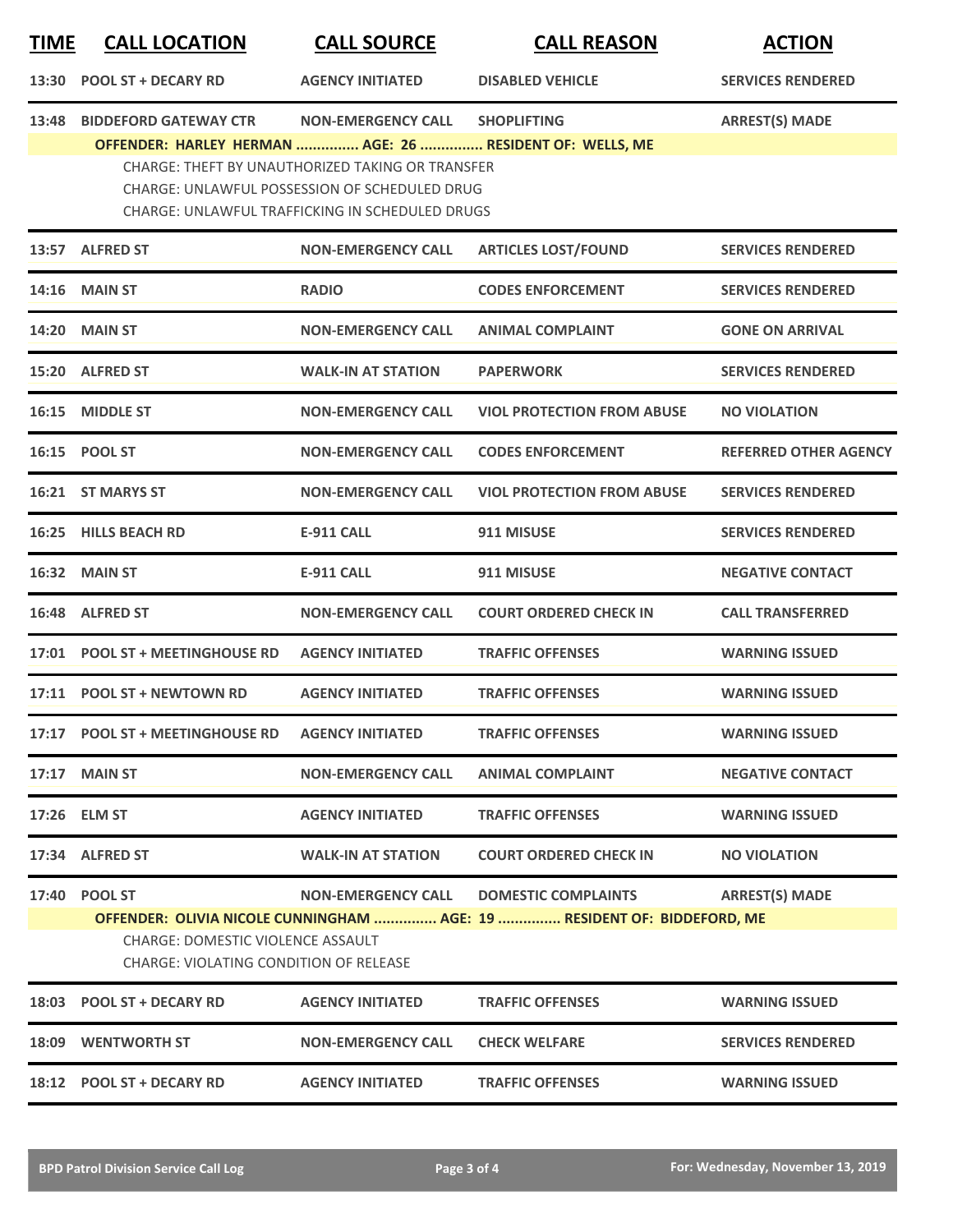| TIME | CALL LOCATION | CALL SOURCE | CALL REASON | ACTION |
|---|---|---|---|---|
| 13:30 | POOL ST + DECARY RD | AGENCY INITIATED | DISABLED VEHICLE | SERVICES RENDERED |
| 13:48 | BIDDEFORD GATEWAY CTR | NON-EMERGENCY CALL | SHOPLIFTING | ARREST(S) MADE |
| | OFFENDER: HARLEY HERMAN ............... AGE: 26 ............... RESIDENT OF: WELLS, ME<br>CHARGE: THEFT BY UNAUTHORIZED TAKING OR TRANSFER<br>CHARGE: UNLAWFUL POSSESSION OF SCHEDULED DRUG<br>CHARGE: UNLAWFUL TRAFFICKING IN SCHEDULED DRUGS | | | |
| 13:57 | ALFRED ST | NON-EMERGENCY CALL | ARTICLES LOST/FOUND | SERVICES RENDERED |
| 14:16 | MAIN ST | RADIO | CODES ENFORCEMENT | SERVICES RENDERED |
| 14:20 | MAIN ST | NON-EMERGENCY CALL | ANIMAL COMPLAINT | GONE ON ARRIVAL |
| 15:20 | ALFRED ST | WALK-IN AT STATION | PAPERWORK | SERVICES RENDERED |
| 16:15 | MIDDLE ST | NON-EMERGENCY CALL | VIOL PROTECTION FROM ABUSE | NO VIOLATION |
| 16:15 | POOL ST | NON-EMERGENCY CALL | CODES ENFORCEMENT | REFERRED OTHER AGENCY |
| 16:21 | ST MARYS ST | NON-EMERGENCY CALL | VIOL PROTECTION FROM ABUSE | SERVICES RENDERED |
| 16:25 | HILLS BEACH RD | E-911 CALL | 911 MISUSE | SERVICES RENDERED |
| 16:32 | MAIN ST | E-911 CALL | 911 MISUSE | NEGATIVE CONTACT |
| 16:48 | ALFRED ST | NON-EMERGENCY CALL | COURT ORDERED CHECK IN | CALL TRANSFERRED |
| 17:01 | POOL ST + MEETINGHOUSE RD | AGENCY INITIATED | TRAFFIC OFFENSES | WARNING ISSUED |
| 17:11 | POOL ST + NEWTOWN RD | AGENCY INITIATED | TRAFFIC OFFENSES | WARNING ISSUED |
| 17:17 | POOL ST + MEETINGHOUSE RD | AGENCY INITIATED | TRAFFIC OFFENSES | WARNING ISSUED |
| 17:17 | MAIN ST | NON-EMERGENCY CALL | ANIMAL COMPLAINT | NEGATIVE CONTACT |
| 17:26 | ELM ST | AGENCY INITIATED | TRAFFIC OFFENSES | WARNING ISSUED |
| 17:34 | ALFRED ST | WALK-IN AT STATION | COURT ORDERED CHECK IN | NO VIOLATION |
| 17:40 | POOL ST | NON-EMERGENCY CALL | DOMESTIC COMPLAINTS | ARREST(S) MADE |
| | OFFENDER: OLIVIA NICOLE CUNNINGHAM ............... AGE: 19 ............... RESIDENT OF: BIDDEFORD, ME<br>CHARGE: DOMESTIC VIOLENCE ASSAULT<br>CHARGE: VIOLATING CONDITION OF RELEASE | | | |
| 18:03 | POOL ST + DECARY RD | AGENCY INITIATED | TRAFFIC OFFENSES | WARNING ISSUED |
| 18:09 | WENTWORTH ST | NON-EMERGENCY CALL | CHECK WELFARE | SERVICES RENDERED |
| 18:12 | POOL ST + DECARY RD | AGENCY INITIATED | TRAFFIC OFFENSES | WARNING ISSUED |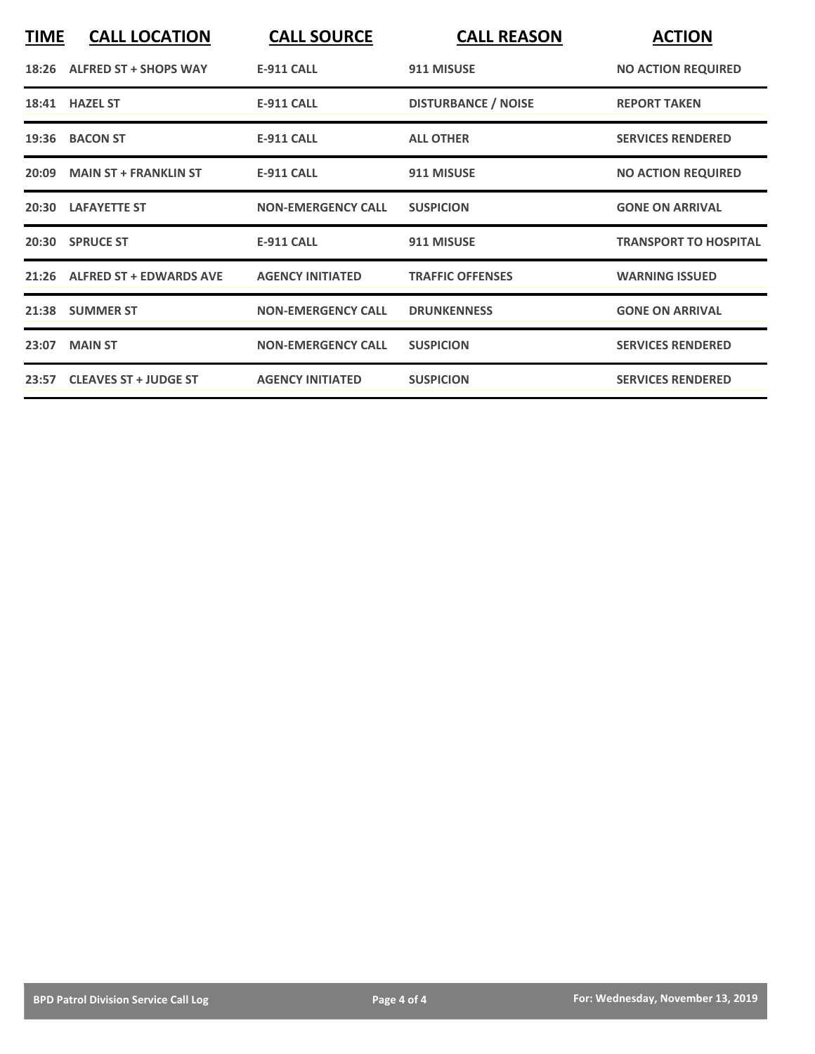| TIME | CALL LOCATION | CALL SOURCE | CALL REASON | ACTION |
|---|---|---|---|---|
| 18:26 | ALFRED ST + SHOPS WAY | E-911 CALL | 911 MISUSE | NO ACTION REQUIRED |
| 18:41 | HAZEL ST | E-911 CALL | DISTURBANCE / NOISE | REPORT TAKEN |
| 19:36 | BACON ST | E-911 CALL | ALL OTHER | SERVICES RENDERED |
| 20:09 | MAIN ST + FRANKLIN ST | E-911 CALL | 911 MISUSE | NO ACTION REQUIRED |
| 20:30 | LAFAYETTE ST | NON-EMERGENCY CALL | SUSPICION | GONE ON ARRIVAL |
| 20:30 | SPRUCE ST | E-911 CALL | 911 MISUSE | TRANSPORT TO HOSPITAL |
| 21:26 | ALFRED ST + EDWARDS AVE | AGENCY INITIATED | TRAFFIC OFFENSES | WARNING ISSUED |
| 21:38 | SUMMER ST | NON-EMERGENCY CALL | DRUNKENNESS | GONE ON ARRIVAL |
| 23:07 | MAIN ST | NON-EMERGENCY CALL | SUSPICION | SERVICES RENDERED |
| 23:57 | CLEAVES ST + JUDGE ST | AGENCY INITIATED | SUSPICION | SERVICES RENDERED |